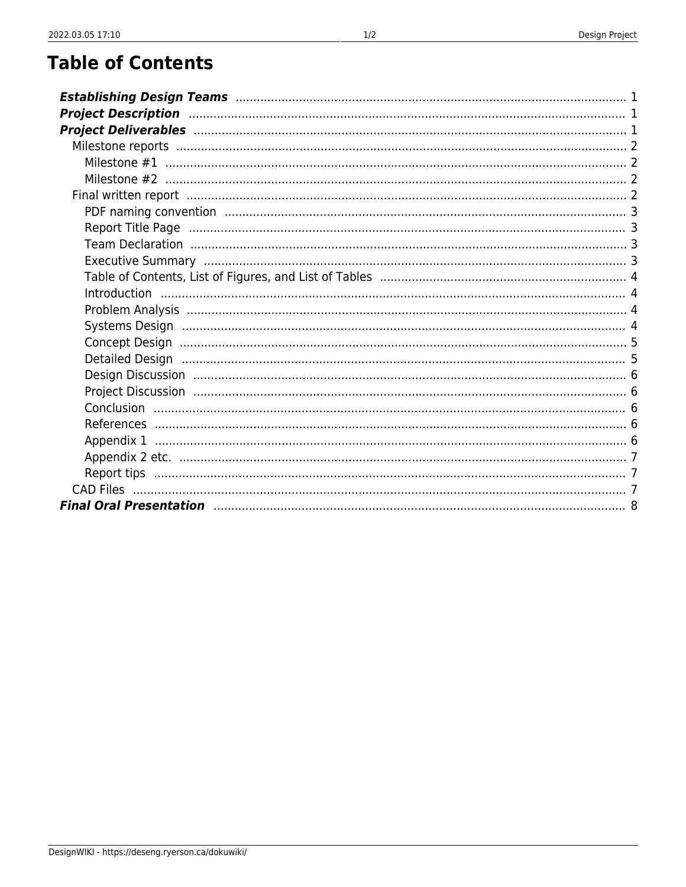# Table of Contents

- ***Establishing Design Teams*** ..... 1
- ***Project Description*** ..... 1
- ***Project Deliverables*** ..... 1
  - Milestone reports ..... 2
    - Milestone #1 ..... 2
    - Milestone #2 ..... 2
  - Final written report ..... 2
    - PDF naming convention ..... 3
    - Report Title Page ..... 3
    - Team Declaration ..... 3
    - Executive Summary ..... 3
    - Table of Contents, List of Figures, and List of Tables ..... 4
    - Introduction ..... 4
    - Problem Analysis ..... 4
    - Systems Design ..... 4
    - Concept Design ..... 5
    - Detailed Design ..... 5
    - Design Discussion ..... 6
    - Project Discussion ..... 6
    - Conclusion ..... 6
    - References ..... 6
    - Appendix 1 ..... 6
    - Appendix 2 etc. ..... 7
    - Report tips ..... 7
  - CAD Files ..... 7
- ***Final Oral Presentation*** ..... 8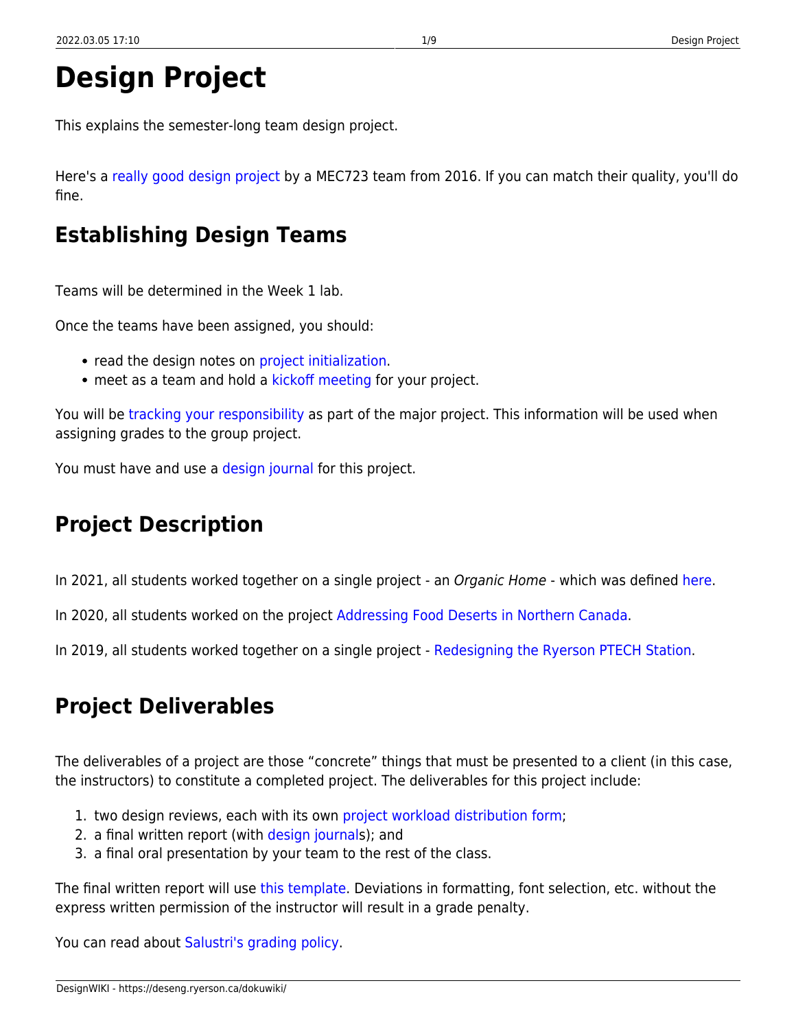# Design Project

This explains the semester-long team design project.

Here's a really good design project by a MEC723 team from 2016. If you can match their quality, you'll do fine.

## Establishing Design Teams

Teams will be determined in the Week 1 lab.

Once the teams have been assigned, you should:

- read the design notes on project initialization.
- meet as a team and hold a kickoff meeting for your project.

You will be tracking your responsibility as part of the major project. This information will be used when assigning grades to the group project.

You must have and use a design journal for this project.

## Project Description

In 2021, all students worked together on a single project - an *Organic Home* - which was defined here.

In 2020, all students worked on the project Addressing Food Deserts in Northern Canada.

In 2019, all students worked together on a single project - Redesigning the Ryerson PTECH Station.

## Project Deliverables

The deliverables of a project are those "concrete" things that must be presented to a client (in this case, the instructors) to constitute a completed project. The deliverables for this project include:

1. two design reviews, each with its own project workload distribution form;
2. a final written report (with design journals); and
3. a final oral presentation by your team to the rest of the class.

The final written report will use this template. Deviations in formatting, font selection, etc. without the express written permission of the instructor will result in a grade penalty.

You can read about Salustri's grading policy.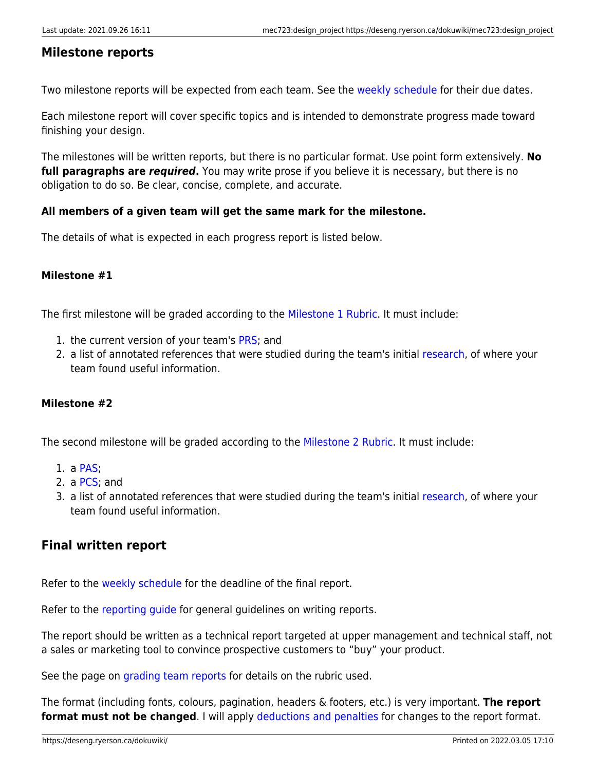## Milestone reports

Two milestone reports will be expected from each team. See the weekly schedule for their due dates.

Each milestone report will cover specific topics and is intended to demonstrate progress made toward finishing your design.

The milestones will be written reports, but there is no particular format. Use point form extensively. **No full paragraphs are *required*.** You may write prose if you believe it is necessary, but there is no obligation to do so. Be clear, concise, complete, and accurate.

**All members of a given team will get the same mark for the milestone.**

The details of what is expected in each progress report is listed below.

#### Milestone #1

The first milestone will be graded according to the Milestone 1 Rubric. It must include:

1. the current version of your team's PRS; and
2. a list of annotated references that were studied during the team's initial research, of where your team found useful information.

#### Milestone #2

The second milestone will be graded according to the Milestone 2 Rubric. It must include:

1. a PAS;
2. a PCS; and
3. a list of annotated references that were studied during the team's initial research, of where your team found useful information.

## Final written report

Refer to the weekly schedule for the deadline of the final report.

Refer to the reporting guide for general guidelines on writing reports.

The report should be written as a technical report targeted at upper management and technical staff, not a sales or marketing tool to convince prospective customers to "buy" your product.

See the page on grading team reports for details on the rubric used.

The format (including fonts, colours, pagination, headers & footers, etc.) is very important. **The report format must not be changed**. I will apply deductions and penalties for changes to the report format.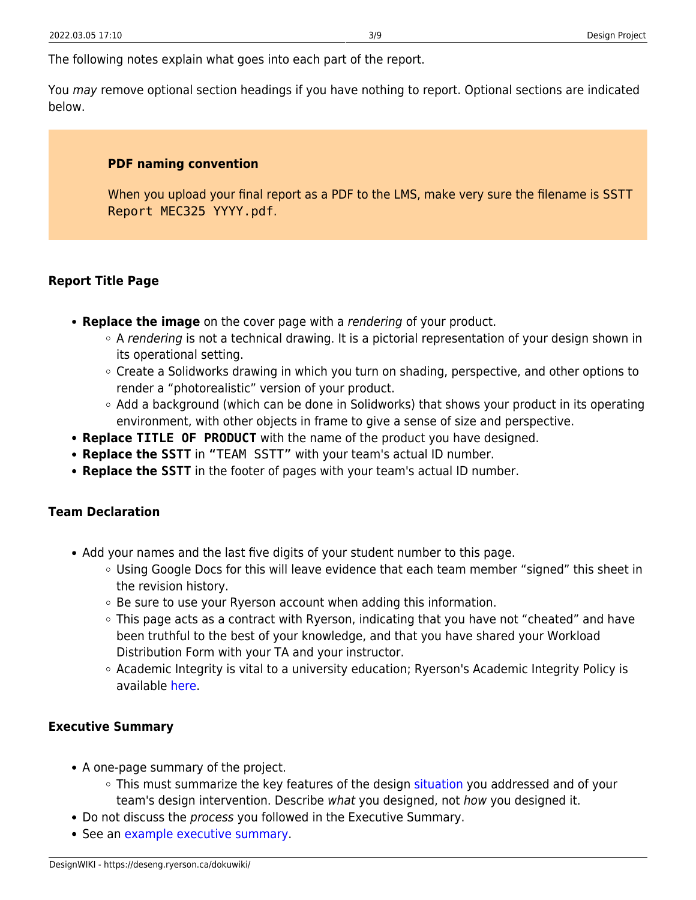The following notes explain what goes into each part of the report.

You *may* remove optional section headings if you have nothing to report. Optional sections are indicated below.

> **PDF naming convention**
>
> When you upload your final report as a PDF to the LMS, make very sure the filename is SSTT `Report MEC325 YYYY.pdf`.

**Report Title Page**

- **Replace the image** on the cover page with a *rendering* of your product.
  - A *rendering* is not a technical drawing. It is a pictorial representation of your design shown in its operational setting.
  - Create a Solidworks drawing in which you turn on shading, perspective, and other options to render a "photorealistic" version of your product.
  - Add a background (which can be done in Solidworks) that shows your product in its operating environment, with other objects in frame to give a sense of size and perspective.
- **Replace `TITLE OF PRODUCT`** with the name of the product you have designed.
- **Replace the SSTT** in **"**`TEAM SSTT`**"** with your team's actual ID number.
- **Replace the SSTT** in the footer of pages with your team's actual ID number.

**Team Declaration**

- Add your names and the last five digits of your student number to this page.
  - Using Google Docs for this will leave evidence that each team member "signed" this sheet in the revision history.
  - Be sure to use your Ryerson account when adding this information.
  - This page acts as a contract with Ryerson, indicating that you have not "cheated" and have been truthful to the best of your knowledge, and that you have shared your Workload Distribution Form with your TA and your instructor.
  - Academic Integrity is vital to a university education; Ryerson's Academic Integrity Policy is available here.

**Executive Summary**

- A one-page summary of the project.
  - This must summarize the key features of the design situation you addressed and of your team's design intervention. Describe *what* you designed, not *how* you designed it.
- Do not discuss the *process* you followed in the Executive Summary.
- See an example executive summary.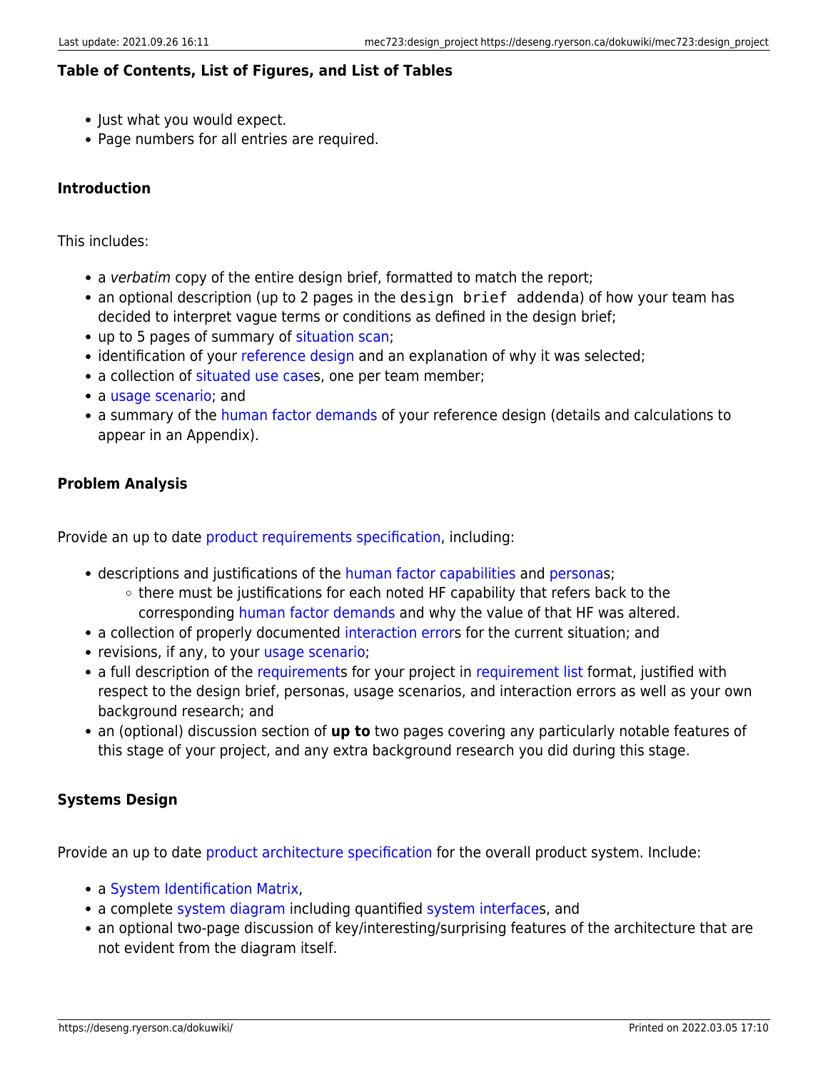#### Table of Contents, List of Figures, and List of Tables

- Just what you would expect.
- Page numbers for all entries are required.

#### Introduction

This includes:

- a *verbatim* copy of the entire design brief, formatted to match the report;
- an optional description (up to 2 pages in the `design brief addenda`) of how your team has decided to interpret vague terms or conditions as defined in the design brief;
- up to 5 pages of summary of situation scan;
- identification of your reference design and an explanation of why it was selected;
- a collection of situated use cases, one per team member;
- a usage scenario; and
- a summary of the human factor demands of your reference design (details and calculations to appear in an Appendix).

#### Problem Analysis

Provide an up to date product requirements specification, including:

- descriptions and justifications of the human factor capabilities and personas;
  - there must be justifications for each noted HF capability that refers back to the corresponding human factor demands and why the value of that HF was altered.
- a collection of properly documented interaction errors for the current situation; and
- revisions, if any, to your usage scenario;
- a full description of the requirements for your project in requirement list format, justified with respect to the design brief, personas, usage scenarios, and interaction errors as well as your own background research; and
- an (optional) discussion section of **up to** two pages covering any particularly notable features of this stage of your project, and any extra background research you did during this stage.

#### Systems Design

Provide an up to date product architecture specification for the overall product system. Include:

- a System Identification Matrix,
- a complete system diagram including quantified system interfaces, and
- an optional two-page discussion of key/interesting/surprising features of the architecture that are not evident from the diagram itself.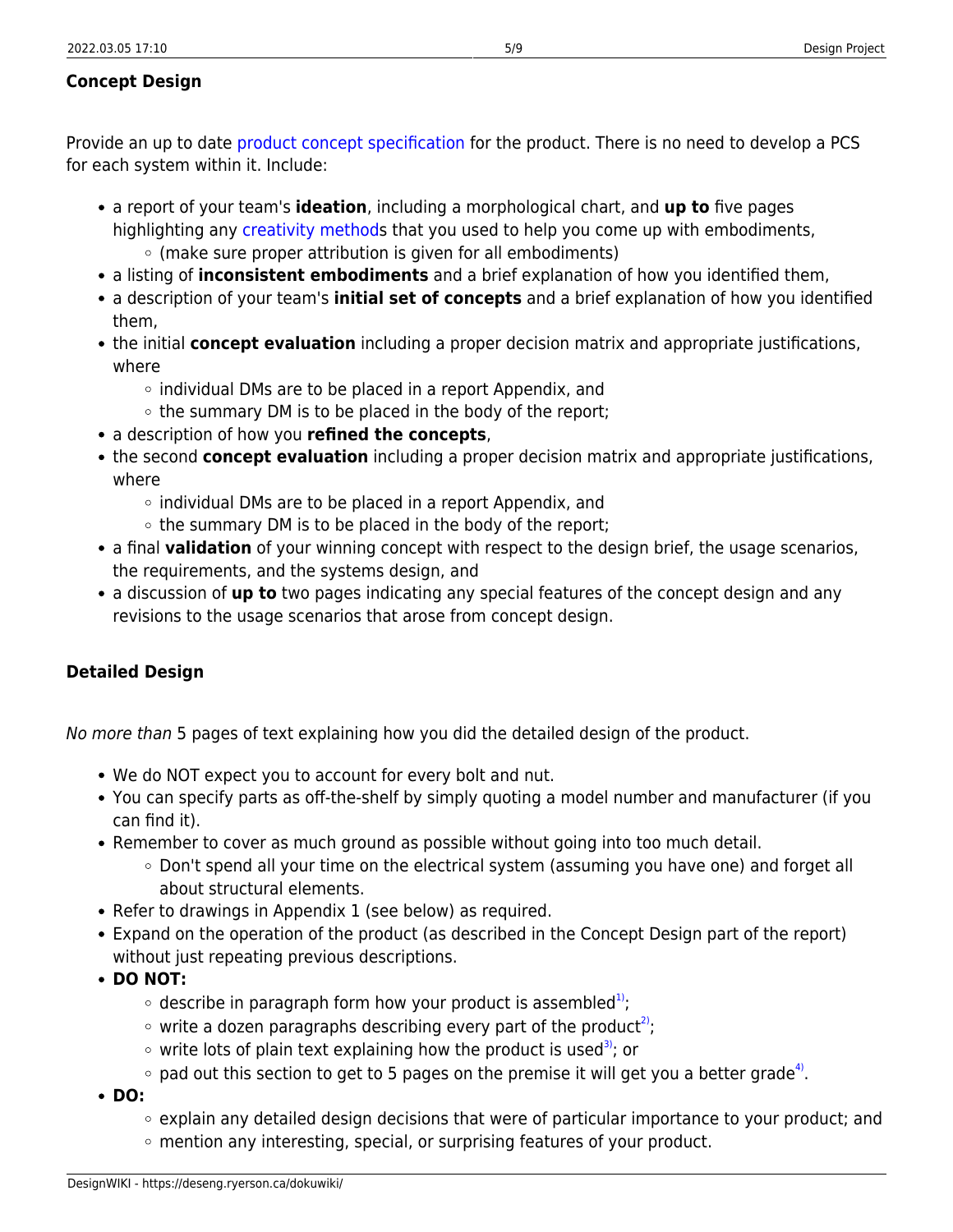#### Concept Design

Provide an up to date product concept specification for the product. There is no need to develop a PCS for each system within it. Include:

- a report of your team's **ideation**, including a morphological chart, and **up to** five pages highlighting any creativity methods that you used to help you come up with embodiments,
  - (make sure proper attribution is given for all embodiments)
- a listing of **inconsistent embodiments** and a brief explanation of how you identified them,
- a description of your team's **initial set of concepts** and a brief explanation of how you identified them,
- the initial **concept evaluation** including a proper decision matrix and appropriate justifications, where
  - individual DMs are to be placed in a report Appendix, and
  - the summary DM is to be placed in the body of the report;
- a description of how you **refined the concepts**,
- the second **concept evaluation** including a proper decision matrix and appropriate justifications, where
  - individual DMs are to be placed in a report Appendix, and
  - the summary DM is to be placed in the body of the report;
- a final **validation** of your winning concept with respect to the design brief, the usage scenarios, the requirements, and the systems design, and
- a discussion of **up to** two pages indicating any special features of the concept design and any revisions to the usage scenarios that arose from concept design.

#### Detailed Design

*No more than* 5 pages of text explaining how you did the detailed design of the product.

- We do NOT expect you to account for every bolt and nut.
- You can specify parts as off-the-shelf by simply quoting a model number and manufacturer (if you can find it).
- Remember to cover as much ground as possible without going into too much detail.
  - Don't spend all your time on the electrical system (assuming you have one) and forget all about structural elements.
- Refer to drawings in Appendix 1 (see below) as required.
- Expand on the operation of the product (as described in the Concept Design part of the report) without just repeating previous descriptions.
- **DO NOT:**
  - describe in paragraph form how your product is assembled[1];
  - write a dozen paragraphs describing every part of the product[2];
  - write lots of plain text explaining how the product is used[3]; or
  - pad out this section to get to 5 pages on the premise it will get you a better grade[4].
- **DO:**
  - explain any detailed design decisions that were of particular importance to your product; and
  - mention any interesting, special, or surprising features of your product.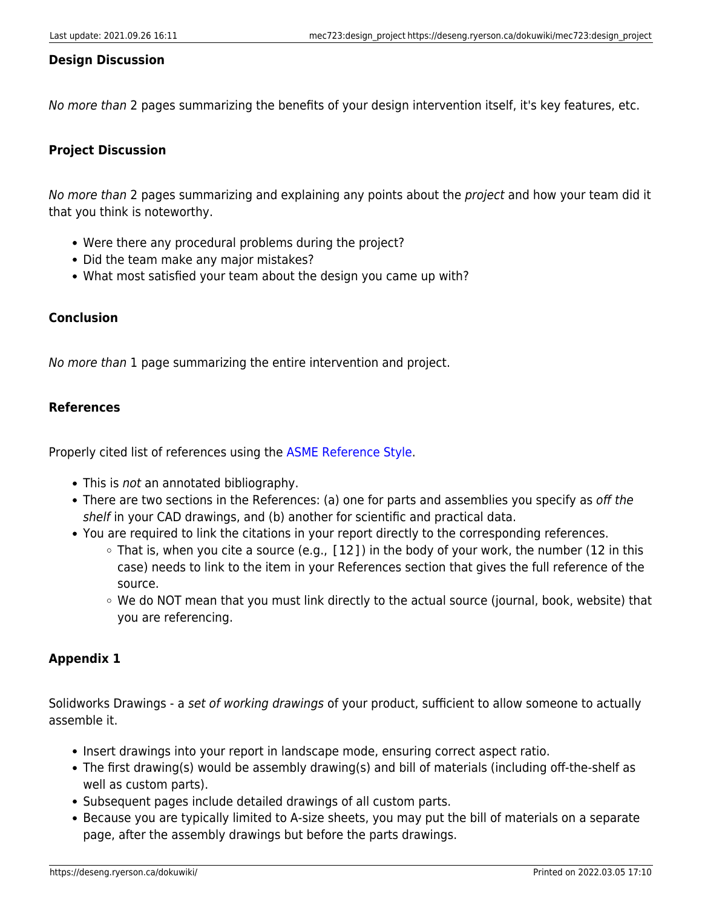#### Design Discussion

*No more than* 2 pages summarizing the benefits of your design intervention itself, it's key features, etc.

#### Project Discussion

*No more than* 2 pages summarizing and explaining any points about the *project* and how your team did it that you think is noteworthy.

- Were there any procedural problems during the project?
- Did the team make any major mistakes?
- What most satisfied your team about the design you came up with?

#### Conclusion

*No more than* 1 page summarizing the entire intervention and project.

#### References

Properly cited list of references using the ASME Reference Style.

- This is *not* an annotated bibliography.
- There are two sections in the References: (a) one for parts and assemblies you specify as *off the shelf* in your CAD drawings, and (b) another for scientific and practical data.
- You are required to link the citations in your report directly to the corresponding references.
  - That is, when you cite a source (e.g., `[12]`) in the body of your work, the number (12 in this case) needs to link to the item in your References section that gives the full reference of the source.
  - We do NOT mean that you must link directly to the actual source (journal, book, website) that you are referencing.

#### Appendix 1

Solidworks Drawings - a *set of working drawings* of your product, sufficient to allow someone to actually assemble it.

- Insert drawings into your report in landscape mode, ensuring correct aspect ratio.
- The first drawing(s) would be assembly drawing(s) and bill of materials (including off-the-shelf as well as custom parts).
- Subsequent pages include detailed drawings of all custom parts.
- Because you are typically limited to A-size sheets, you may put the bill of materials on a separate page, after the assembly drawings but before the parts drawings.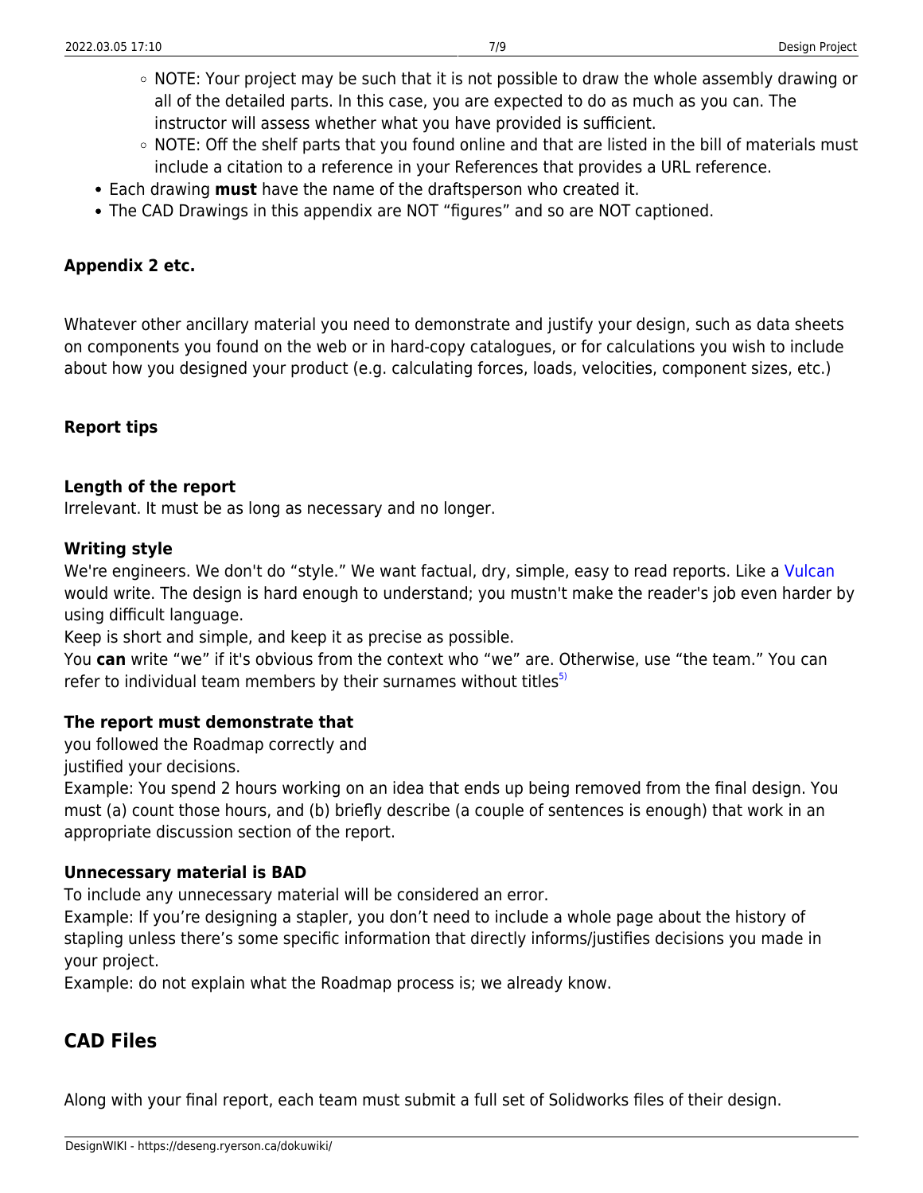- NOTE: Your project may be such that it is not possible to draw the whole assembly drawing or all of the detailed parts. In this case, you are expected to do as much as you can. The instructor will assess whether what you have provided is sufficient.
    - NOTE: Off the shelf parts that you found online and that are listed in the bill of materials must include a citation to a reference in your References that provides a URL reference.
- Each drawing **must** have the name of the draftsperson who created it.
- The CAD Drawings in this appendix are NOT "figures" and so are NOT captioned.

**Appendix 2 etc.**

Whatever other ancillary material you need to demonstrate and justify your design, such as data sheets on components you found on the web or in hard-copy catalogues, or for calculations you wish to include about how you designed your product (e.g. calculating forces, loads, velocities, component sizes, etc.)

**Report tips**

**Length of the report**
Irrelevant. It must be as long as necessary and no longer.

**Writing style**
We're engineers. We don't do "style." We want factual, dry, simple, easy to read reports. Like a Vulcan would write. The design is hard enough to understand; you mustn't make the reader's job even harder by using difficult language.
Keep is short and simple, and keep it as precise as possible.
You **can** write "we" if it's obvious from the context who "we" are. Otherwise, use "the team." You can refer to individual team members by their surnames without titles[5)]

**The report must demonstrate that**
you followed the Roadmap correctly and
justified your decisions.
Example: You spend 2 hours working on an idea that ends up being removed from the final design. You must (a) count those hours, and (b) briefly describe (a couple of sentences is enough) that work in an appropriate discussion section of the report.

**Unnecessary material is BAD**
To include any unnecessary material will be considered an error.
Example: If you're designing a stapler, you don't need to include a whole page about the history of stapling unless there's some specific information that directly informs/justifies decisions you made in your project.
Example: do not explain what the Roadmap process is; we already know.

## CAD Files

Along with your final report, each team must submit a full set of Solidworks files of their design.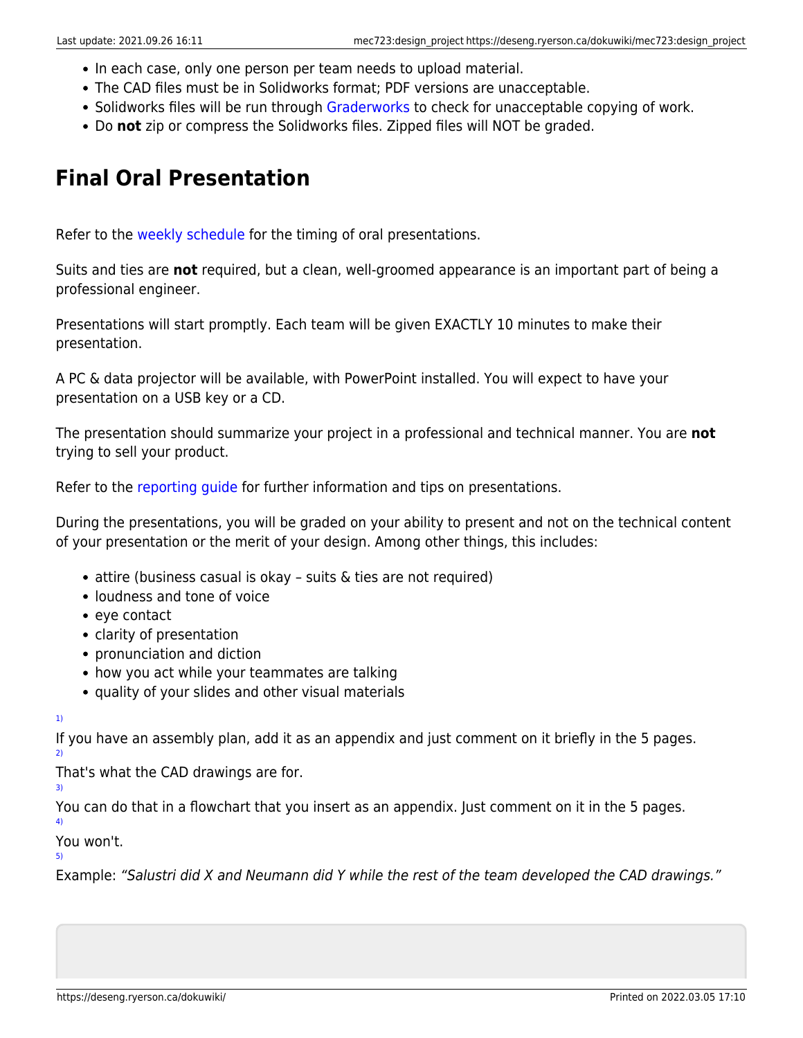- In each case, only one person per team needs to upload material.
- The CAD files must be in Solidworks format; PDF versions are unacceptable.
- Solidworks files will be run through Graderworks to check for unacceptable copying of work.
- Do **not** zip or compress the Solidworks files. Zipped files will NOT be graded.

# Final Oral Presentation

Refer to the weekly schedule for the timing of oral presentations.

Suits and ties are **not** required, but a clean, well-groomed appearance is an important part of being a professional engineer.

Presentations will start promptly. Each team will be given EXACTLY 10 minutes to make their presentation.

A PC & data projector will be available, with PowerPoint installed. You will expect to have your presentation on a USB key or a CD.

The presentation should summarize your project in a professional and technical manner. You are **not** trying to sell your product.

Refer to the reporting guide for further information and tips on presentations.

During the presentations, you will be graded on your ability to present and not on the technical content of your presentation or the merit of your design. Among other things, this includes:

- attire (business casual is okay – suits & ties are not required)
- loudness and tone of voice
- eye contact
- clarity of presentation
- pronunciation and diction
- how you act while your teammates are talking
- quality of your slides and other visual materials

[1] If you have an assembly plan, add it as an appendix and just comment on it briefly in the 5 pages.

[2] That's what the CAD drawings are for.

[3] You can do that in a flowchart that you insert as an appendix. Just comment on it in the 5 pages.

[4] You won't.

[5] Example: *"Salustri did X and Neumann did Y while the rest of the team developed the CAD drawings."*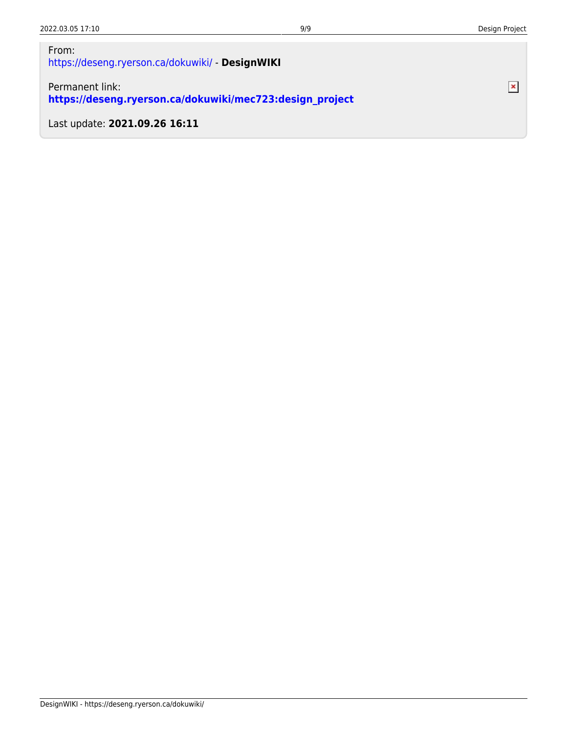From:
https://deseng.ryerson.ca/dokuwiki/ - **DesignWIKI**

Permanent link:
**https://deseng.ryerson.ca/dokuwiki/mec723:design_project**

Last update: **2021.09.26 16:11**